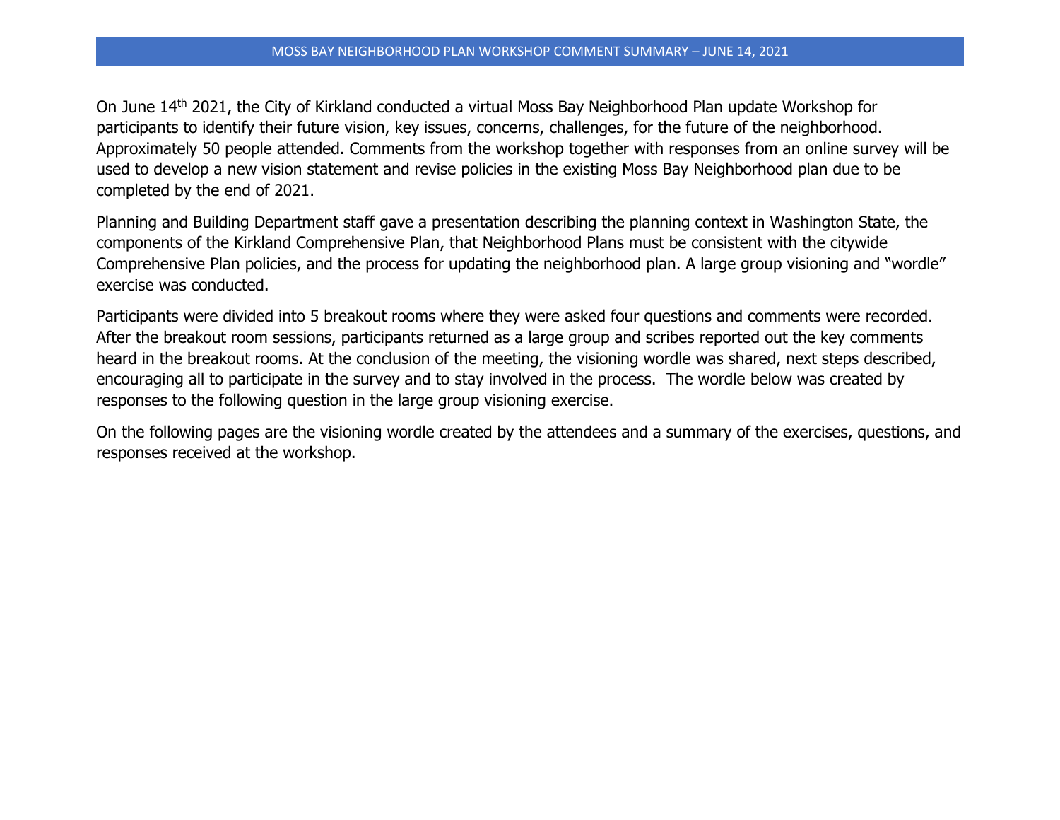On June 14th 2021, the City of Kirkland conducted a virtual Moss Bay Neighborhood Plan update Workshop for participants to identify their future vision, key issues, concerns, challenges, for the future of the neighborhood. Approximately 50 people attended. Comments from the workshop together with responses from an online survey will be used to develop a new vision statement and revise policies in the existing Moss Bay Neighborhood plan due to be completed by the end of 2021.

Planning and Building Department staff gave a presentation describing the planning context in Washington State, the components of the Kirkland Comprehensive Plan, that Neighborhood Plans must be consistent with the citywide Comprehensive Plan policies, and the process for updating the neighborhood plan. A large group visioning and "wordle" exercise was conducted.

Participants were divided into 5 breakout rooms where they were asked four questions and comments were recorded. After the breakout room sessions, participants returned as a large group and scribes reported out the key comments heard in the breakout rooms. At the conclusion of the meeting, the visioning wordle was shared, next steps described, encouraging all to participate in the survey and to stay involved in the process. The wordle below was created by responses to the following question in the large group visioning exercise.

On the following pages are the visioning wordle created by the attendees and a summary of the exercises, questions, and responses received at the workshop.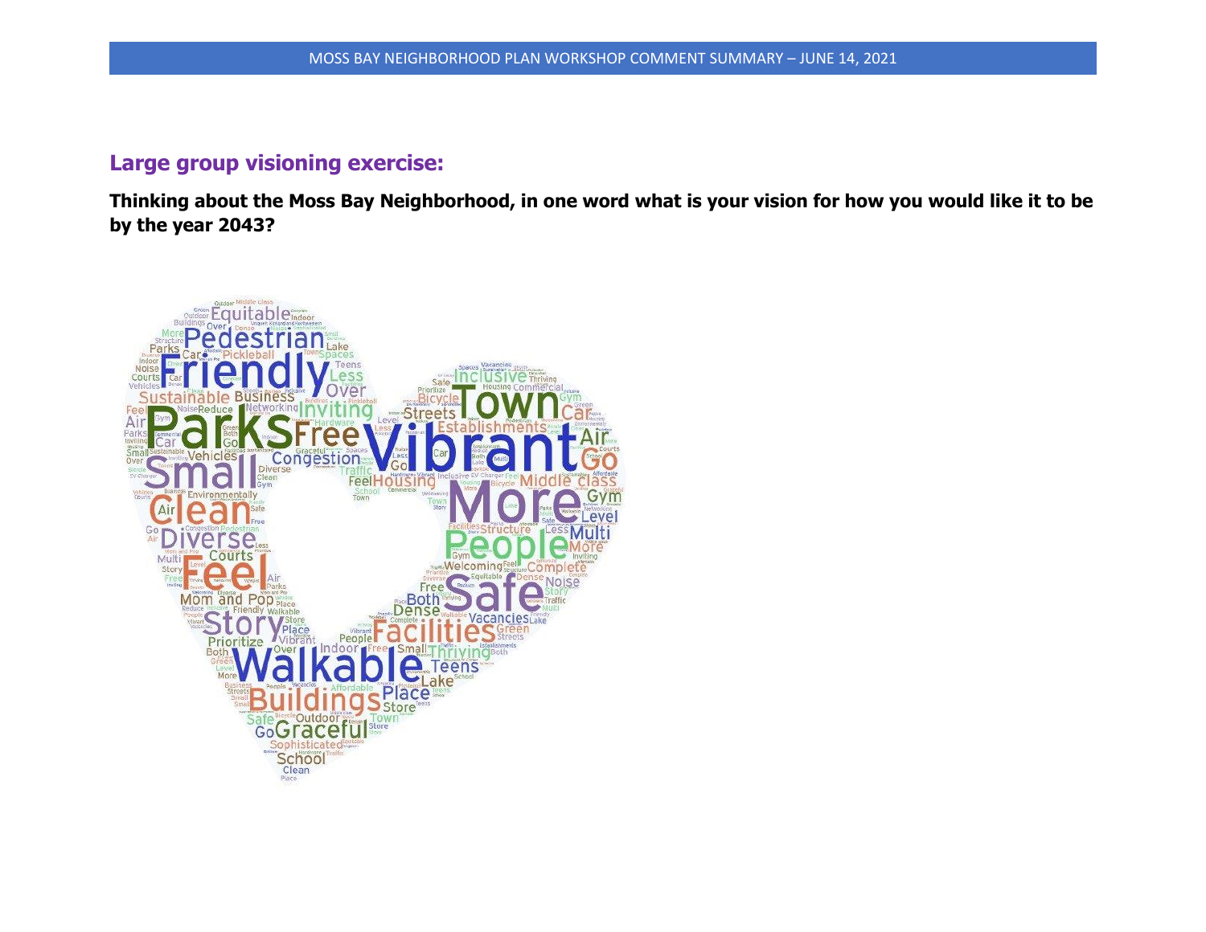## Large group visioning exercise:

**Thinking about the Moss Bay Neighborhood, in one word what is your vision for how you would like it to be by the year 2043?**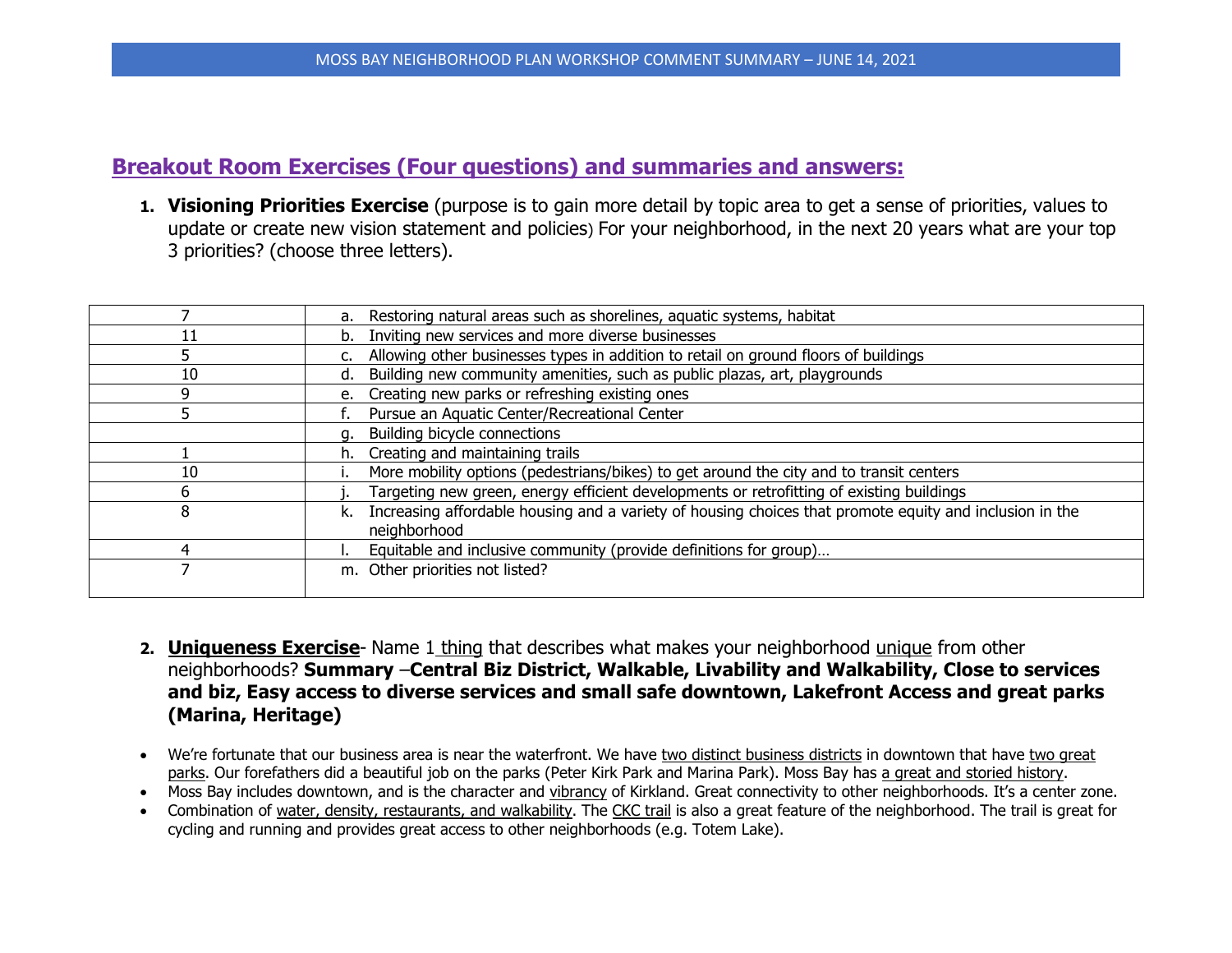## Breakout Room Exercises (Four questions) and summaries and answers:

1. **Visioning Priorities Exercise** (purpose is to gain more detail by topic area to get a sense of priorities, values to update or create new vision statement and policies) For your neighborhood, in the next 20 years what are your top 3 priorities? (choose three letters).

| | |
|---|---|
| 7 | a. Restoring natural areas such as shorelines, aquatic systems, habitat |
| 11 | b. Inviting new services and more diverse businesses |
| 5 | c. Allowing other businesses types in addition to retail on ground floors of buildings |
| 10 | d. Building new community amenities, such as public plazas, art, playgrounds |
| 9 | e. Creating new parks or refreshing existing ones |
| 5 | f. Pursue an Aquatic Center/Recreational Center |
| | g. Building bicycle connections |
| 1 | h. Creating and maintaining trails |
| 10 | i. More mobility options (pedestrians/bikes) to get around the city and to transit centers |
| 6 | j. Targeting new green, energy efficient developments or retrofitting of existing buildings |
| 8 | k. Increasing affordable housing and a variety of housing choices that promote equity and inclusion in the neighborhood |
| 4 | l. Equitable and inclusive community (provide definitions for group)… |
| 7 | m. Other priorities not listed? |

2. **Uniqueness Exercise**- Name 1 thing that describes what makes your neighborhood unique from other neighborhoods? **Summary –Central Biz District, Walkable, Livability and Walkability, Close to services and biz, Easy access to diverse services and small safe downtown, Lakefront Access and great parks (Marina, Heritage)**

- We're fortunate that our business area is near the waterfront. We have two distinct business districts in downtown that have two great parks. Our forefathers did a beautiful job on the parks (Peter Kirk Park and Marina Park). Moss Bay has a great and storied history.
- Moss Bay includes downtown, and is the character and vibrancy of Kirkland. Great connectivity to other neighborhoods. It's a center zone.
- Combination of water, density, restaurants, and walkability. The CKC trail is also a great feature of the neighborhood. The trail is great for cycling and running and provides great access to other neighborhoods (e.g. Totem Lake).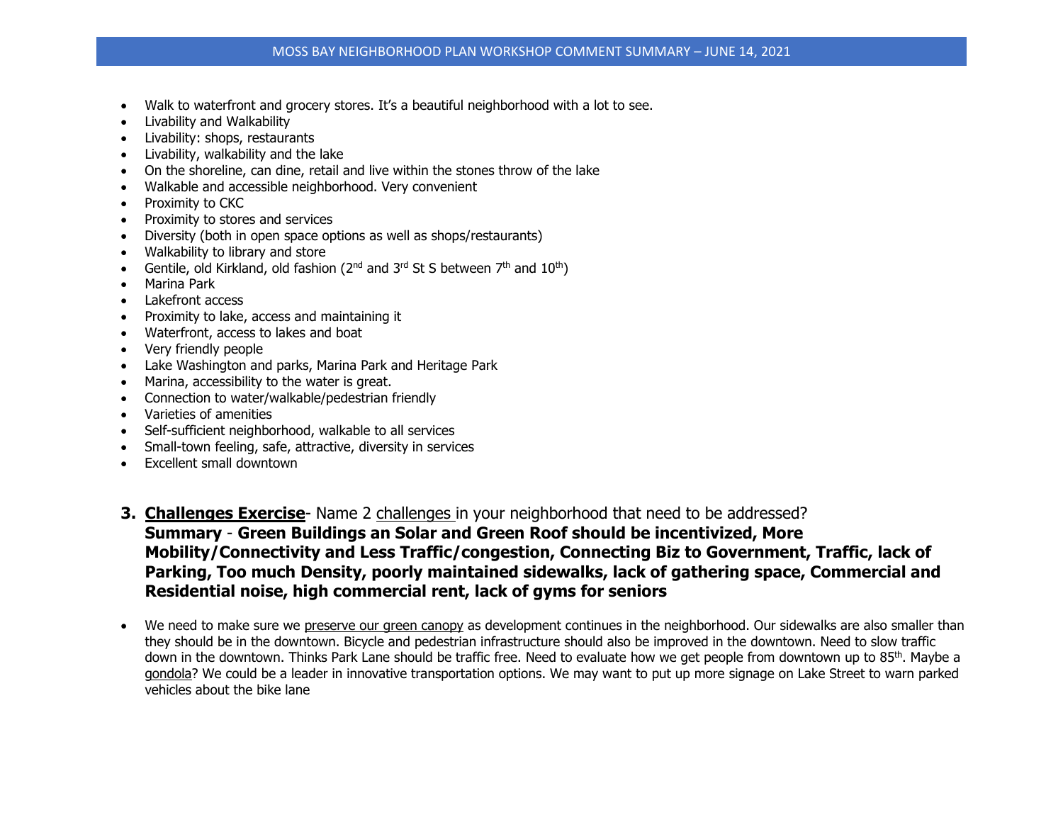- Walk to waterfront and grocery stores. It's a beautiful neighborhood with a lot to see.
- Livability and Walkability
- Livability: shops, restaurants
- Livability, walkability and the lake
- On the shoreline, can dine, retail and live within the stones throw of the lake
- Walkable and accessible neighborhood. Very convenient
- Proximity to CKC
- Proximity to stores and services
- Diversity (both in open space options as well as shops/restaurants)
- Walkability to library and store
- Gentile, old Kirkland, old fashion (2nd and 3rd St S between 7th and 10th)
- Marina Park
- Lakefront access
- Proximity to lake, access and maintaining it
- Waterfront, access to lakes and boat
- Very friendly people
- Lake Washington and parks, Marina Park and Heritage Park
- Marina, accessibility to the water is great.
- Connection to water/walkable/pedestrian friendly
- Varieties of amenities
- Self-sufficient neighborhood, walkable to all services
- Small-town feeling, safe, attractive, diversity in services
- Excellent small downtown

**3. Challenges Exercise**- Name 2 challenges in your neighborhood that need to be addressed?
**Summary - Green Buildings an Solar and Green Roof should be incentivized, More Mobility/Connectivity and Less Traffic/congestion, Connecting Biz to Government, Traffic, lack of Parking, Too much Density, poorly maintained sidewalks, lack of gathering space, Commercial and Residential noise, high commercial rent, lack of gyms for seniors**

- We need to make sure we preserve our green canopy as development continues in the neighborhood. Our sidewalks are also smaller than they should be in the downtown. Bicycle and pedestrian infrastructure should also be improved in the downtown. Need to slow traffic down in the downtown. Thinks Park Lane should be traffic free. Need to evaluate how we get people from downtown up to 85th. Maybe a gondola? We could be a leader in innovative transportation options. We may want to put up more signage on Lake Street to warn parked vehicles about the bike lane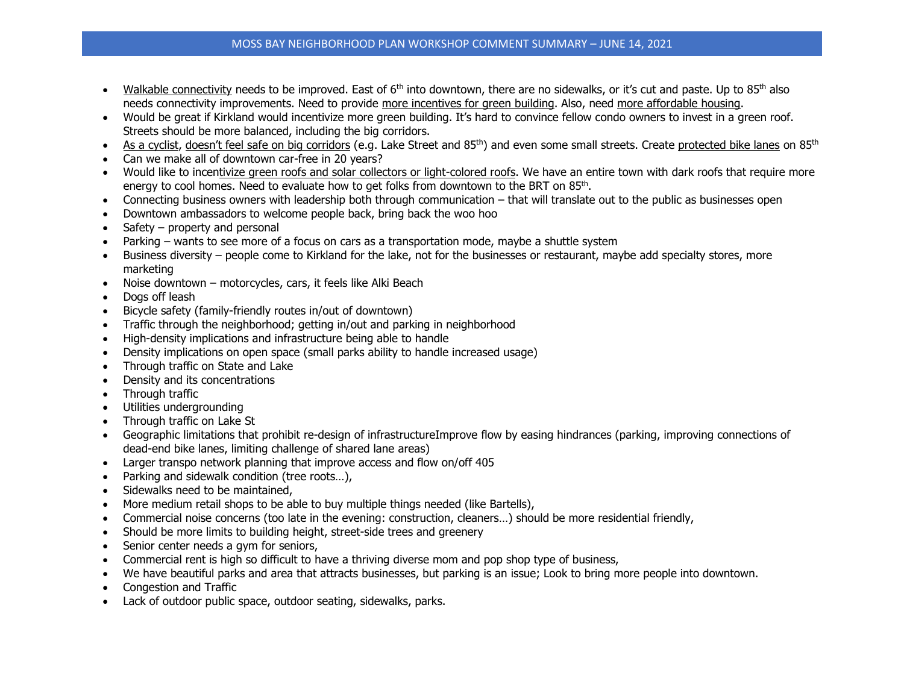# MOSS BAY NEIGHBORHOOD PLAN WORKSHOP COMMENT SUMMARY – JUNE 14, 2021

- Walkable connectivity needs to be improved. East of 6th into downtown, there are no sidewalks, or it's cut and paste. Up to 85th also needs connectivity improvements. Need to provide more incentives for green building. Also, need more affordable housing.
- Would be great if Kirkland would incentivize more green building. It's hard to convince fellow condo owners to invest in a green roof. Streets should be more balanced, including the big corridors.
- As a cyclist, doesn't feel safe on big corridors (e.g. Lake Street and 85th) and even some small streets. Create protected bike lanes on 85th
- Can we make all of downtown car-free in 20 years?
- Would like to incentivize green roofs and solar collectors or light-colored roofs. We have an entire town with dark roofs that require more energy to cool homes. Need to evaluate how to get folks from downtown to the BRT on 85th.
- Connecting business owners with leadership both through communication – that will translate out to the public as businesses open
- Downtown ambassadors to welcome people back, bring back the woo hoo
- Safety – property and personal
- Parking – wants to see more of a focus on cars as a transportation mode, maybe a shuttle system
- Business diversity – people come to Kirkland for the lake, not for the businesses or restaurant, maybe add specialty stores, more marketing
- Noise downtown – motorcycles, cars, it feels like Alki Beach
- Dogs off leash
- Bicycle safety (family-friendly routes in/out of downtown)
- Traffic through the neighborhood; getting in/out and parking in neighborhood
- High-density implications and infrastructure being able to handle
- Density implications on open space (small parks ability to handle increased usage)
- Through traffic on State and Lake
- Density and its concentrations
- Through traffic
- Utilities undergrounding
- Through traffic on Lake St
- Geographic limitations that prohibit re-design of infrastructureImprove flow by easing hindrances (parking, improving connections of dead-end bike lanes, limiting challenge of shared lane areas)
- Larger transpo network planning that improve access and flow on/off 405
- Parking and sidewalk condition (tree roots…),
- Sidewalks need to be maintained,
- More medium retail shops to be able to buy multiple things needed (like Bartells),
- Commercial noise concerns (too late in the evening: construction, cleaners…) should be more residential friendly,
- Should be more limits to building height, street-side trees and greenery
- Senior center needs a gym for seniors,
- Commercial rent is high so difficult to have a thriving diverse mom and pop shop type of business,
- We have beautiful parks and area that attracts businesses, but parking is an issue; Look to bring more people into downtown.
- Congestion and Traffic
- Lack of outdoor public space, outdoor seating, sidewalks, parks.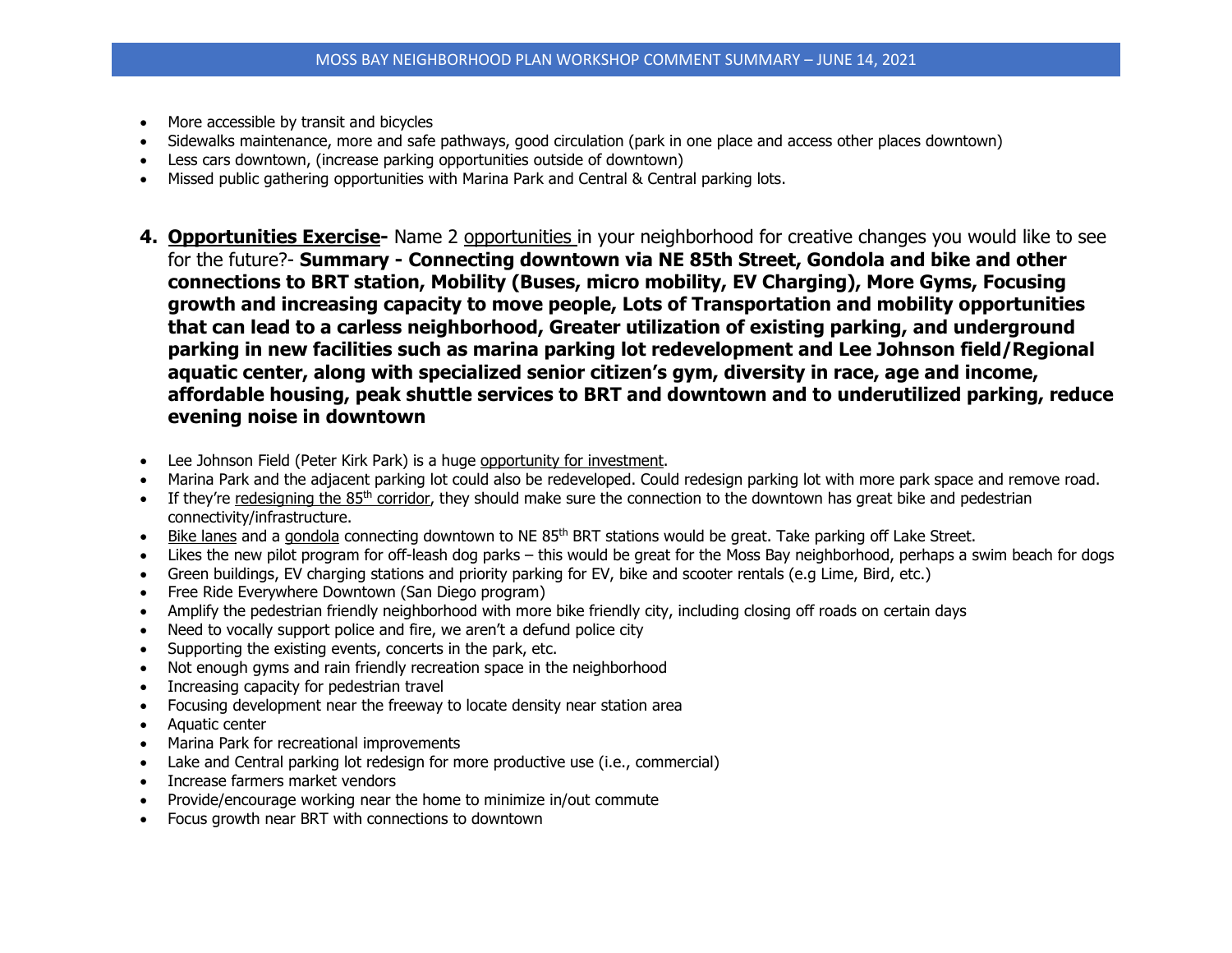- More accessible by transit and bicycles
- Sidewalks maintenance, more and safe pathways, good circulation (park in one place and access other places downtown)
- Less cars downtown, (increase parking opportunities outside of downtown)
- Missed public gathering opportunities with Marina Park and Central & Central parking lots.

4. **Opportunities Exercise-** Name 2 opportunities in your neighborhood for creative changes you would like to see for the future?- **Summary - Connecting downtown via NE 85th Street, Gondola and bike and other connections to BRT station, Mobility (Buses, micro mobility, EV Charging), More Gyms, Focusing growth and increasing capacity to move people, Lots of Transportation and mobility opportunities that can lead to a carless neighborhood, Greater utilization of existing parking, and underground parking in new facilities such as marina parking lot redevelopment and Lee Johnson field/Regional aquatic center, along with specialized senior citizen's gym, diversity in race, age and income, affordable housing, peak shuttle services to BRT and downtown and to underutilized parking, reduce evening noise in downtown**

- Lee Johnson Field (Peter Kirk Park) is a huge opportunity for investment.
- Marina Park and the adjacent parking lot could also be redeveloped. Could redesign parking lot with more park space and remove road.
- If they're redesigning the 85th corridor, they should make sure the connection to the downtown has great bike and pedestrian connectivity/infrastructure.
- Bike lanes and a gondola connecting downtown to NE 85th BRT stations would be great. Take parking off Lake Street.
- Likes the new pilot program for off-leash dog parks – this would be great for the Moss Bay neighborhood, perhaps a swim beach for dogs
- Green buildings, EV charging stations and priority parking for EV, bike and scooter rentals (e.g Lime, Bird, etc.)
- Free Ride Everywhere Downtown (San Diego program)
- Amplify the pedestrian friendly neighborhood with more bike friendly city, including closing off roads on certain days
- Need to vocally support police and fire, we aren't a defund police city
- Supporting the existing events, concerts in the park, etc.
- Not enough gyms and rain friendly recreation space in the neighborhood
- Increasing capacity for pedestrian travel
- Focusing development near the freeway to locate density near station area
- Aquatic center
- Marina Park for recreational improvements
- Lake and Central parking lot redesign for more productive use (i.e., commercial)
- Increase farmers market vendors
- Provide/encourage working near the home to minimize in/out commute
- Focus growth near BRT with connections to downtown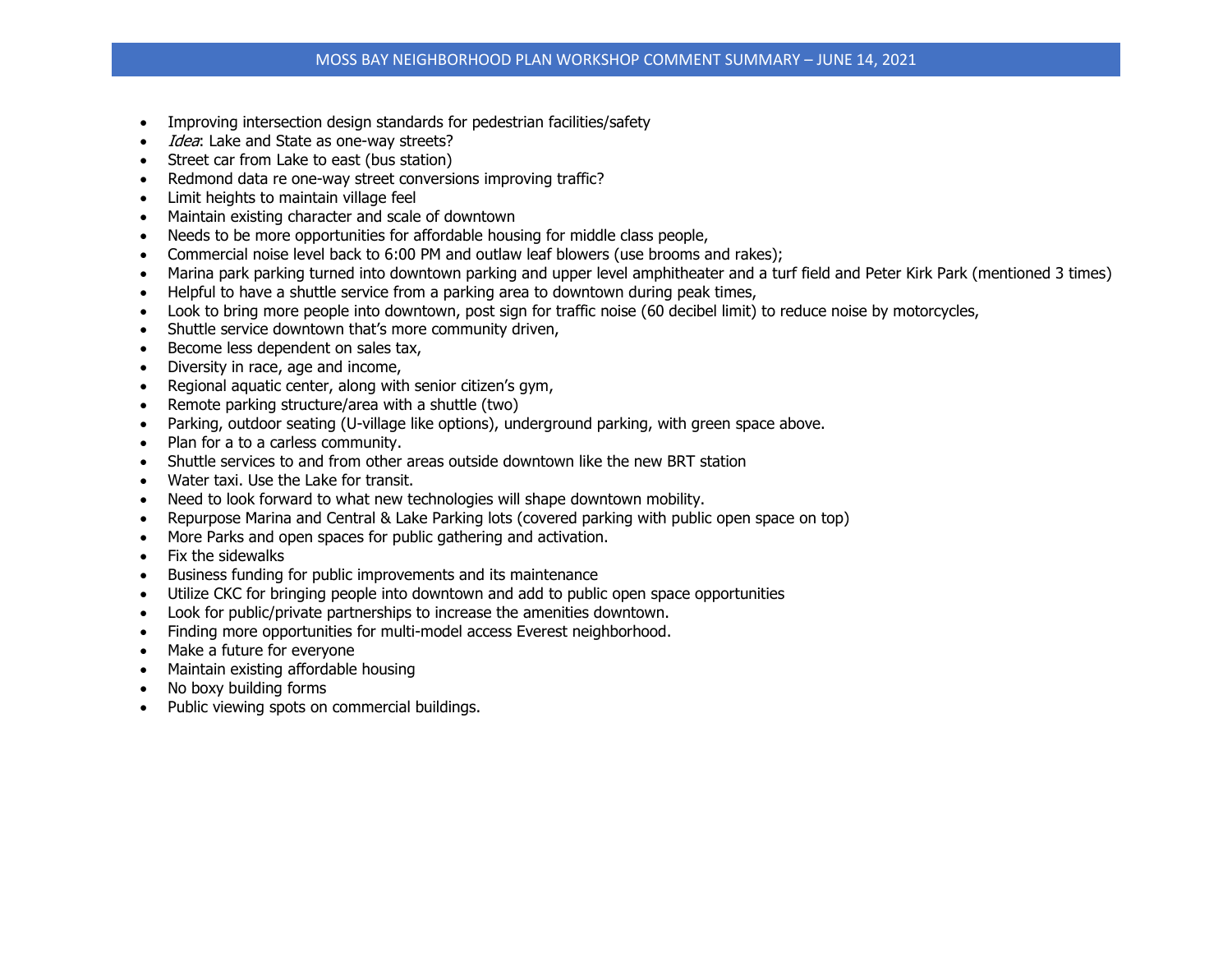- Improving intersection design standards for pedestrian facilities/safety
- *Idea*: Lake and State as one-way streets?
- Street car from Lake to east (bus station)
- Redmond data re one-way street conversions improving traffic?
- Limit heights to maintain village feel
- Maintain existing character and scale of downtown
- Needs to be more opportunities for affordable housing for middle class people,
- Commercial noise level back to 6:00 PM and outlaw leaf blowers (use brooms and rakes);
- Marina park parking turned into downtown parking and upper level amphitheater and a turf field and Peter Kirk Park (mentioned 3 times)
- Helpful to have a shuttle service from a parking area to downtown during peak times,
- Look to bring more people into downtown, post sign for traffic noise (60 decibel limit) to reduce noise by motorcycles,
- Shuttle service downtown that's more community driven,
- Become less dependent on sales tax,
- Diversity in race, age and income,
- Regional aquatic center, along with senior citizen's gym,
- Remote parking structure/area with a shuttle (two)
- Parking, outdoor seating (U-village like options), underground parking, with green space above.
- Plan for a to a carless community.
- Shuttle services to and from other areas outside downtown like the new BRT station
- Water taxi. Use the Lake for transit.
- Need to look forward to what new technologies will shape downtown mobility.
- Repurpose Marina and Central & Lake Parking lots (covered parking with public open space on top)
- More Parks and open spaces for public gathering and activation.
- Fix the sidewalks
- Business funding for public improvements and its maintenance
- Utilize CKC for bringing people into downtown and add to public open space opportunities
- Look for public/private partnerships to increase the amenities downtown.
- Finding more opportunities for multi-model access Everest neighborhood.
- Make a future for everyone
- Maintain existing affordable housing
- No boxy building forms
- Public viewing spots on commercial buildings.